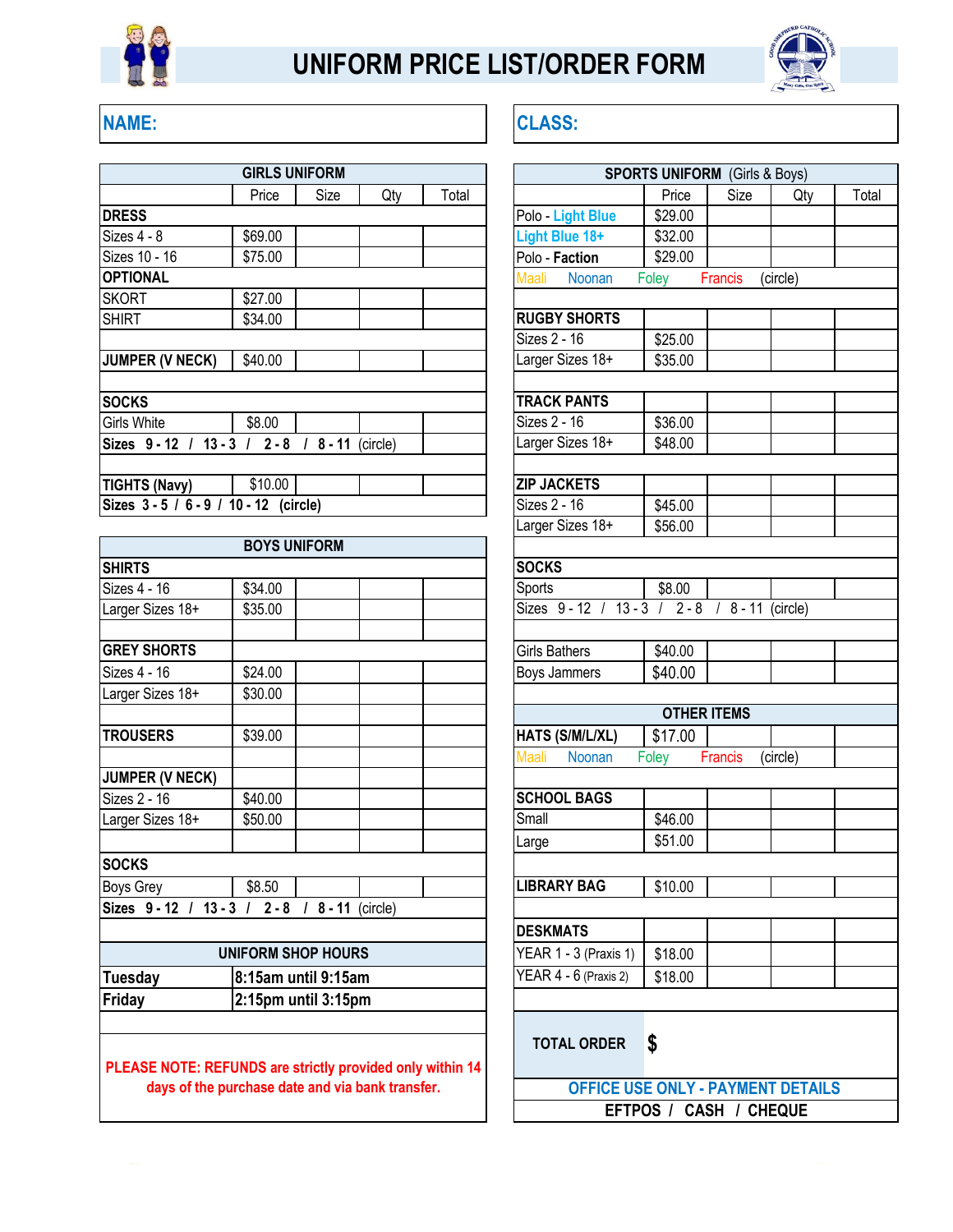# UNIFORM PRICE LIST/ORDER FORM

| NAME: | CLASS: |
|---|---|

| GIRLS UNIFORM | | | | |
|---|---|---|---|---|
| | Price | Size | Qty | Total |
| **DRESS** | | | | |
| Sizes 4 - 8 | $69.00 | | | |
| Sizes 10 - 16 | $75.00 | | | |
| **OPTIONAL** | | | | |
| SKORT | $27.00 | | | |
| SHIRT | $34.00 | | | |
| | | | | |
| **JUMPER (V NECK)** | $40.00 | | | |
| | | | | |
| **SOCKS** | | | | |
| Girls White | $8.00 | | | |
| **Sizes 9 - 12 / 13 - 3 / 2 - 8 / 8 - 11** (circle) | | | | |
| | | | | |
| **TIGHTS (Navy)** | $10.00 | | | |
| **Sizes 3 - 5 / 6 - 9 / 10 - 12 (circle)** | | | | |

| BOYS UNIFORM | | | | |
|---|---|---|---|---|
| **SHIRTS** | | | | |
| Sizes 4 - 16 | $34.00 | | | |
| Larger Sizes 18+ | $35.00 | | | |
| | | | | |
| **GREY SHORTS** | | | | |
| Sizes 4 - 16 | $24.00 | | | |
| Larger Sizes 18+ | $30.00 | | | |
| | | | | |
| **TROUSERS** | $39.00 | | | |
| | | | | |
| **JUMPER (V NECK)** | | | | |
| Sizes 2 - 16 | $40.00 | | | |
| Larger Sizes 18+ | $50.00 | | | |
| | | | | |
| **SOCKS** | | | | |
| Boys Grey | $8.50 | | | |
| **Sizes 9 - 12 / 13 - 3 / 2 - 8 / 8 - 11** (circle) | | | | |

| UNIFORM SHOP HOURS | |
|---|---|
| **Tuesday** | **8:15am until 9:15am** |
| **Friday** | **2:15pm until 3:15pm** |

**PLEASE NOTE: REFUNDS are strictly provided only within 14 days of the purchase date and via bank transfer.**

| SPORTS UNIFORM (Girls & Boys) | | | | |
|---|---|---|---|---|
| | Price | Size | Qty | Total |
| Polo - Light Blue | $29.00 | | | |
| Light Blue 18+ | $32.00 | | | |
| Polo - **Faction** | $29.00 | | | |
| Maali Noonan Foley Francis (circle) | | | | |
| | | | | |
| **RUGBY SHORTS** | | | | |
| Sizes 2 - 16 | $25.00 | | | |
| Larger Sizes 18+ | $35.00 | | | |
| | | | | |
| **TRACK PANTS** | | | | |
| Sizes 2 - 16 | $36.00 | | | |
| Larger Sizes 18+ | $48.00 | | | |
| | | | | |
| **ZIP JACKETS** | | | | |
| Sizes 2 - 16 | $45.00 | | | |
| Larger Sizes 18+ | $56.00 | | | |
| | | | | |
| **SOCKS** | | | | |
| Sports | $8.00 | | | |
| Sizes 9 - 12 / 13 - 3 / 2 - 8 / 8 - 11 (circle) | | | | |
| | | | | |
| Girls Bathers | $40.00 | | | |
| Boys Jammers | $40.00 | | | |

| OTHER ITEMS | | | | |
|---|---|---|---|---|
| **HATS (S/M/L/XL)** | $17.00 | | | |
| Maali Noonan Foley Francis (circle) | | | | |
| | | | | |
| **SCHOOL BAGS** | | | | |
| Small | $46.00 | | | |
| Large | $51.00 | | | |
| | | | | |
| **LIBRARY BAG** | $10.00 | | | |
| | | | | |
| **DESKMATS** | | | | |
| YEAR 1 - 3 (Praxis 1) | $18.00 | | | |
| YEAR 4 - 6 (Praxis 2) | $18.00 | | | |

**TOTAL ORDER $**

**OFFICE USE ONLY - PAYMENT DETAILS**

**EFTPOS / CASH / CHEQUE**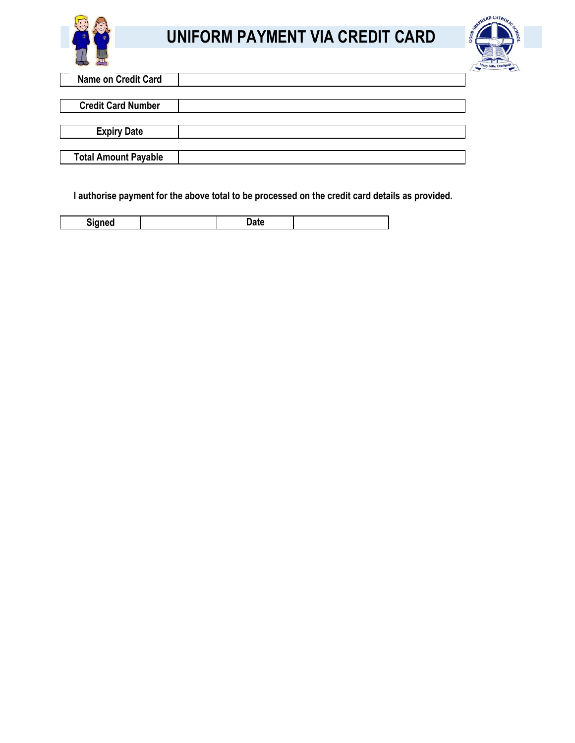# UNIFORM PAYMENT VIA CREDIT CARD

| | |
|---|---|
| **Name on Credit Card** | |

| | |
|---|---|
| **Credit Card Number** | |

| | |
|---|---|
| **Expiry Date** | |

| | |
|---|---|
| **Total Amount Payable** | |

**I authorise payment for the above total to be processed on the credit card details as provided.**

| | | | |
|---|---|---|---|
| **Signed** | | **Date** | |